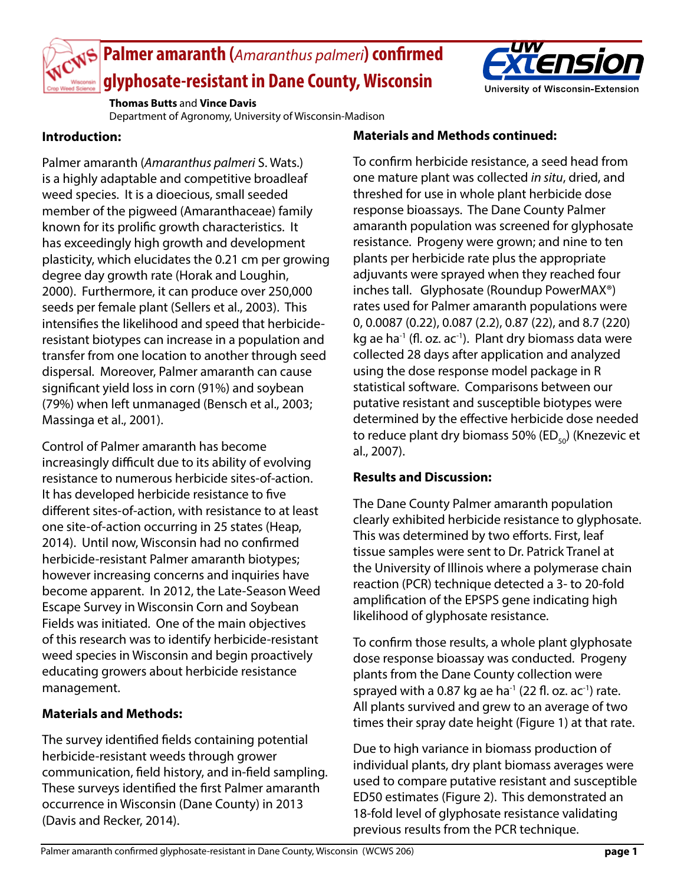# Palmer amaranth (*Amaranthus palmeri*) confirmed glyphosate-resistant in Dane County, Wisconsin

**Thomas Butts** and **Vince Davis**
Department of Agronomy, University of Wisconsin-Madison

**Introduction:**

Palmer amaranth (*Amaranthus palmeri* S. Wats.) is a highly adaptable and competitive broadleaf weed species. It is a dioecious, small seeded member of the pigweed (Amaranthaceae) family known for its prolific growth characteristics. It has exceedingly high growth and development plasticity, which elucidates the 0.21 cm per growing degree day growth rate (Horak and Loughin, 2000). Furthermore, it can produce over 250,000 seeds per female plant (Sellers et al., 2003). This intensifies the likelihood and speed that herbicide-resistant biotypes can increase in a population and transfer from one location to another through seed dispersal. Moreover, Palmer amaranth can cause significant yield loss in corn (91%) and soybean (79%) when left unmanaged (Bensch et al., 2003; Massinga et al., 2001).

Control of Palmer amaranth has become increasingly difficult due to its ability of evolving resistance to numerous herbicide sites-of-action. It has developed herbicide resistance to five different sites-of-action, with resistance to at least one site-of-action occurring in 25 states (Heap, 2014). Until now, Wisconsin had no confirmed herbicide-resistant Palmer amaranth biotypes; however increasing concerns and inquiries have become apparent. In 2012, the Late-Season Weed Escape Survey in Wisconsin Corn and Soybean Fields was initiated. One of the main objectives of this research was to identify herbicide-resistant weed species in Wisconsin and begin proactively educating growers about herbicide resistance management.

**Materials and Methods:**

The survey identified fields containing potential herbicide-resistant weeds through grower communication, field history, and in-field sampling. These surveys identified the first Palmer amaranth occurrence in Wisconsin (Dane County) in 2013 (Davis and Recker, 2014).

**Materials and Methods continued:**

To confirm herbicide resistance, a seed head from one mature plant was collected *in situ*, dried, and threshed for use in whole plant herbicide dose response bioassays. The Dane County Palmer amaranth population was screened for glyphosate resistance. Progeny were grown; and nine to ten plants per herbicide rate plus the appropriate adjuvants were sprayed when they reached four inches tall. Glyphosate (Roundup PowerMAX®) rates used for Palmer amaranth populations were 0, 0.0087 (0.22), 0.087 (2.2), 0.87 (22), and 8.7 (220) kg ae ha$^{-1}$ (fl. oz. ac$^{-1}$). Plant dry biomass data were collected 28 days after application and analyzed using the dose response model package in R statistical software. Comparisons between our putative resistant and susceptible biotypes were determined by the effective herbicide dose needed to reduce plant dry biomass 50% ($ED_{50}$) (Knezevic et al., 2007).

**Results and Discussion:**

The Dane County Palmer amaranth population clearly exhibited herbicide resistance to glyphosate. This was determined by two efforts. First, leaf tissue samples were sent to Dr. Patrick Tranel at the University of Illinois where a polymerase chain reaction (PCR) technique detected a 3- to 20-fold amplification of the EPSPS gene indicating high likelihood of glyphosate resistance.

To confirm those results, a whole plant glyphosate dose response bioassay was conducted. Progeny plants from the Dane County collection were sprayed with a 0.87 kg ae ha$^{-1}$ (22 fl. oz. ac$^{-1}$) rate. All plants survived and grew to an average of two times their spray date height (Figure 1) at that rate.

Due to high variance in biomass production of individual plants, dry plant biomass averages were used to compare putative resistant and susceptible ED50 estimates (Figure 2). This demonstrated an 18-fold level of glyphosate resistance validating previous results from the PCR technique.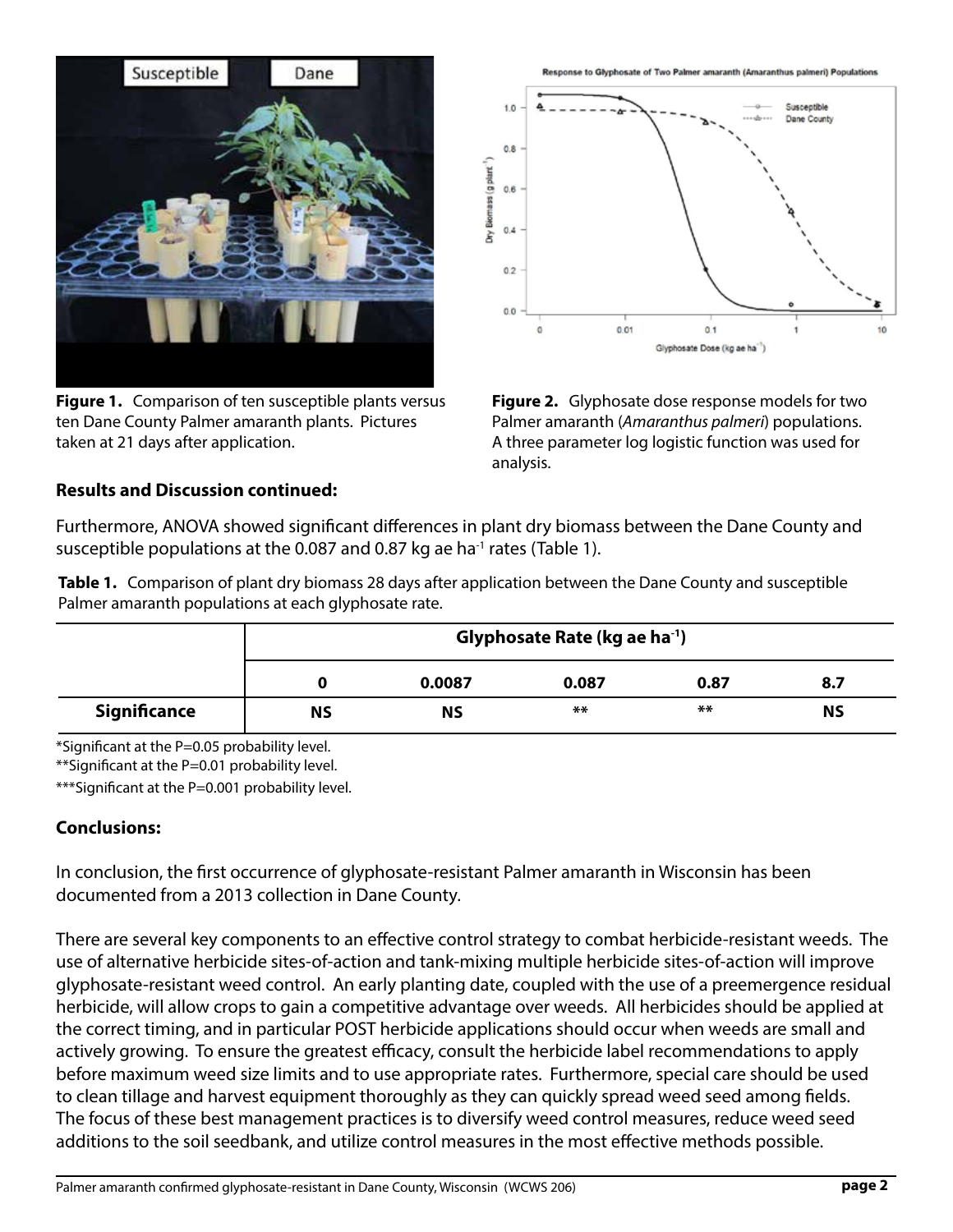**Figure 1.** Comparison of ten susceptible plants versus ten Dane County Palmer amaranth plants. Pictures taken at 21 days after application.

**Figure 2.** Glyphosate dose response models for two Palmer amaranth (*Amaranthus palmeri*) populations. A three parameter log logistic function was used for analysis.

**Results and Discussion continued:**

Furthermore, ANOVA showed significant differences in plant dry biomass between the Dane County and susceptible populations at the 0.087 and 0.87 kg ae ha$^{-1}$ rates (Table 1).

**Table 1.** Comparison of plant dry biomass 28 days after application between the Dane County and susceptible Palmer amaranth populations at each glyphosate rate.

| | Glyphosate Rate (kg ae ha$^{-1}$) | | | | |
|---|---|---|---|---|---|
| | **0** | **0.0087** | **0.087** | **0.87** | **8.7** |
| **Significance** | **NS** | **NS** | ** | ** | **NS** |

*Significant at the P=0.05 probability level.

**Significant at the P=0.01 probability level.

***Significant at the P=0.001 probability level.

**Conclusions:**

In conclusion, the first occurrence of glyphosate-resistant Palmer amaranth in Wisconsin has been documented from a 2013 collection in Dane County.

There are several key components to an effective control strategy to combat herbicide-resistant weeds. The use of alternative herbicide sites-of-action and tank-mixing multiple herbicide sites-of-action will improve glyphosate-resistant weed control. An early planting date, coupled with the use of a preemergence residual herbicide, will allow crops to gain a competitive advantage over weeds. All herbicides should be applied at the correct timing, and in particular POST herbicide applications should occur when weeds are small and actively growing. To ensure the greatest efficacy, consult the herbicide label recommendations to apply before maximum weed size limits and to use appropriate rates. Furthermore, special care should be used to clean tillage and harvest equipment thoroughly as they can quickly spread weed seed among fields. The focus of these best management practices is to diversify weed control measures, reduce weed seed additions to the soil seedbank, and utilize control measures in the most effective methods possible.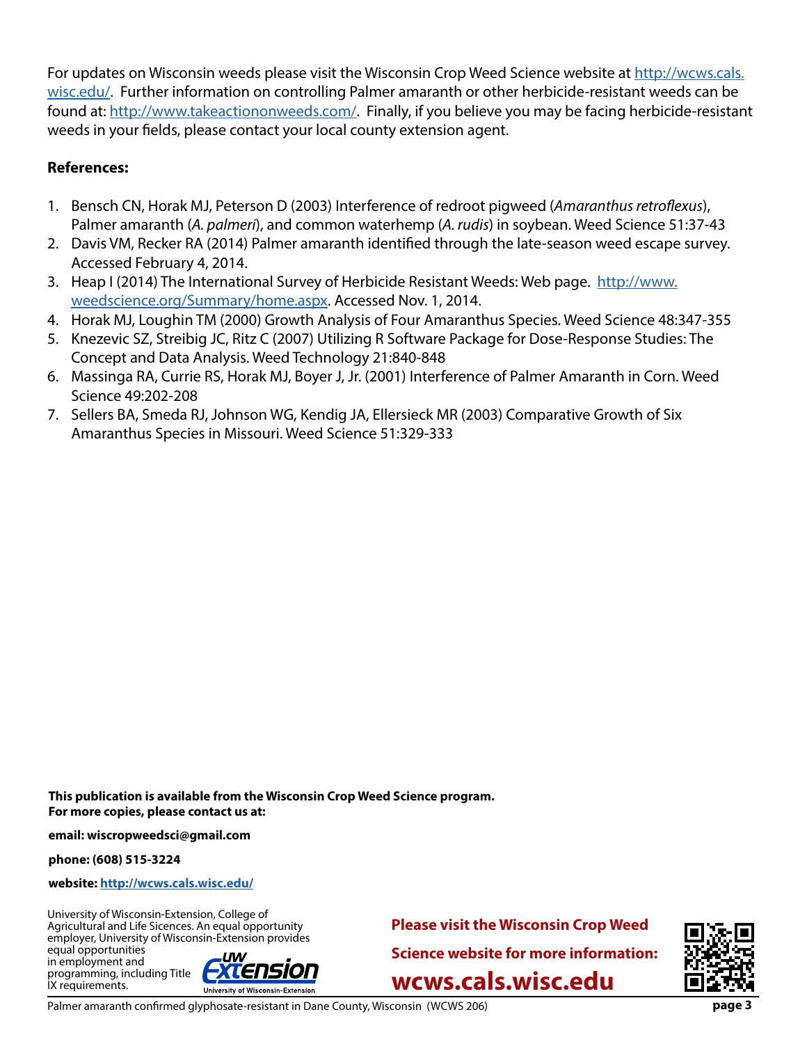For updates on Wisconsin weeds please visit the Wisconsin Crop Weed Science website at http://wcws.cals.wisc.edu/. Further information on controlling Palmer amaranth or other herbicide-resistant weeds can be found at: http://www.takeactiononweeds.com/. Finally, if you believe you may be facing herbicide-resistant weeds in your fields, please contact your local county extension agent.

**References:**

1. Bensch CN, Horak MJ, Peterson D (2003) Interference of redroot pigweed (*Amaranthus retroflexus*), Palmer amaranth (*A. palmeri*), and common waterhemp (*A. rudis*) in soybean. Weed Science 51:37-43
2. Davis VM, Recker RA (2014) Palmer amaranth identified through the late-season weed escape survey. Accessed February 4, 2014.
3. Heap I (2014) The International Survey of Herbicide Resistant Weeds: Web page. http://www.weedscience.org/Summary/home.aspx. Accessed Nov. 1, 2014.
4. Horak MJ, Loughin TM (2000) Growth Analysis of Four Amaranthus Species. Weed Science 48:347-355
5. Knezevic SZ, Streibig JC, Ritz C (2007) Utilizing R Software Package for Dose-Response Studies: The Concept and Data Analysis. Weed Technology 21:840-848
6. Massinga RA, Currie RS, Horak MJ, Boyer J, Jr. (2001) Interference of Palmer Amaranth in Corn. Weed Science 49:202-208
7. Sellers BA, Smeda RJ, Johnson WG, Kendig JA, Ellersieck MR (2003) Comparative Growth of Six Amaranthus Species in Missouri. Weed Science 51:329-333

**This publication is available from the Wisconsin Crop Weed Science program.**
**For more copies, please contact us at:**

**email: wiscropweedsci@gmail.com**

**phone: (608) 515-3224**

**website: http://wcws.cals.wisc.edu/**

University of Wisconsin-Extension, College of Agricultural and Life Sicences. An equal opportunity employer, University of Wisconsin-Extension provides equal opportunities in employment and programming, including Title IX requirements.

UW Extension
University of Wisconsin-Extension

**Please visit the Wisconsin Crop Weed Science website for more information:**

**wcws.cals.wisc.edu**